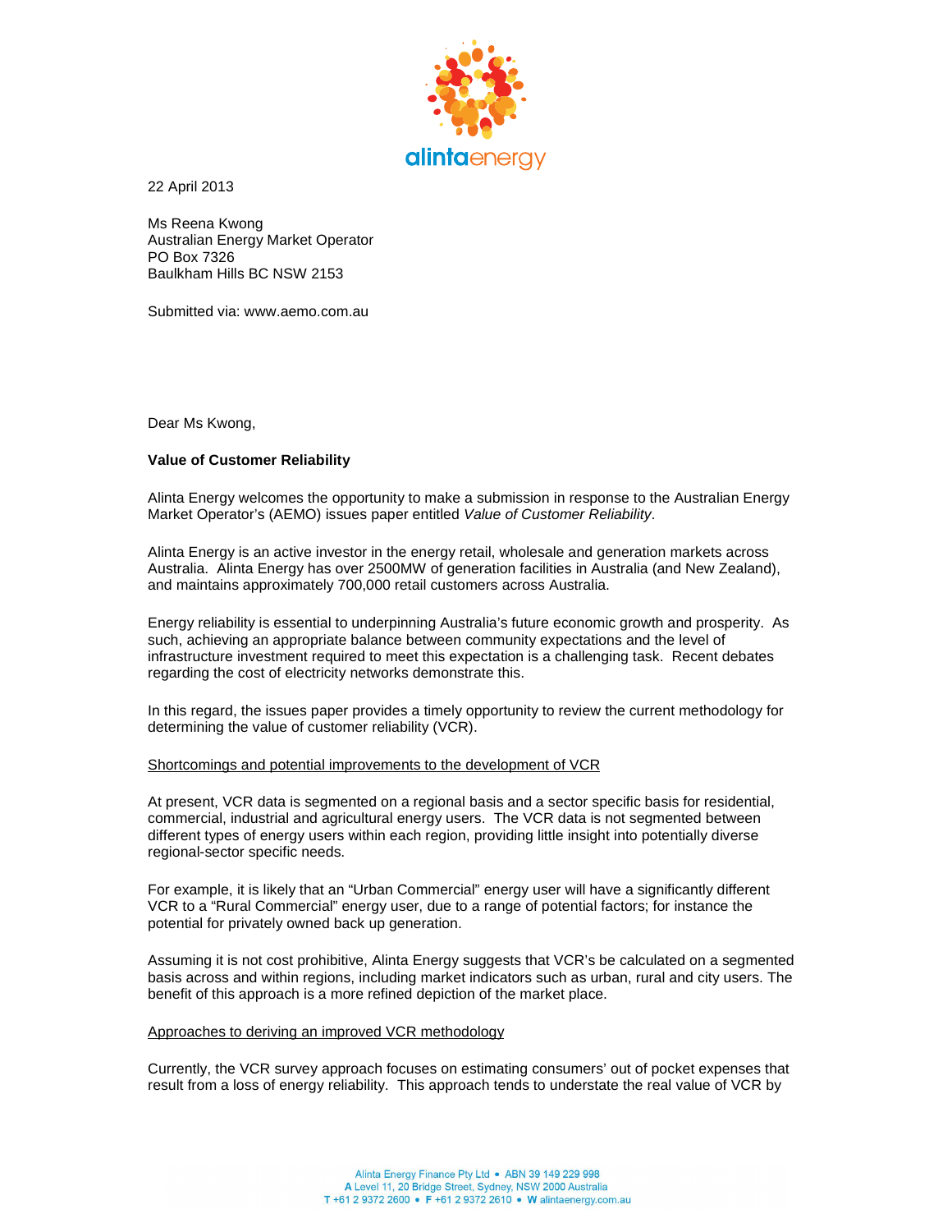22 April 2013

Ms Reena Kwong
Australian Energy Market Operator
PO Box 7326
Baulkham Hills BC NSW 2153

Submitted via: www.aemo.com.au

Dear Ms Kwong,

**Value of Customer Reliability**

Alinta Energy welcomes the opportunity to make a submission in response to the Australian Energy Market Operator's (AEMO) issues paper entitled *Value of Customer Reliability*.

Alinta Energy is an active investor in the energy retail, wholesale and generation markets across Australia. Alinta Energy has over 2500MW of generation facilities in Australia (and New Zealand), and maintains approximately 700,000 retail customers across Australia.

Energy reliability is essential to underpinning Australia's future economic growth and prosperity. As such, achieving an appropriate balance between community expectations and the level of infrastructure investment required to meet this expectation is a challenging task. Recent debates regarding the cost of electricity networks demonstrate this.

In this regard, the issues paper provides a timely opportunity to review the current methodology for determining the value of customer reliability (VCR).

<u>Shortcomings and potential improvements to the development of VCR</u>

At present, VCR data is segmented on a regional basis and a sector specific basis for residential, commercial, industrial and agricultural energy users. The VCR data is not segmented between different types of energy users within each region, providing little insight into potentially diverse regional-sector specific needs.

For example, it is likely that an "Urban Commercial" energy user will have a significantly different VCR to a "Rural Commercial" energy user, due to a range of potential factors; for instance the potential for privately owned back up generation.

Assuming it is not cost prohibitive, Alinta Energy suggests that VCR's be calculated on a segmented basis across and within regions, including market indicators such as urban, rural and city users. The benefit of this approach is a more refined depiction of the market place.

<u>Approaches to deriving an improved VCR methodology</u>

Currently, the VCR survey approach focuses on estimating consumers' out of pocket expenses that result from a loss of energy reliability. This approach tends to understate the real value of VCR by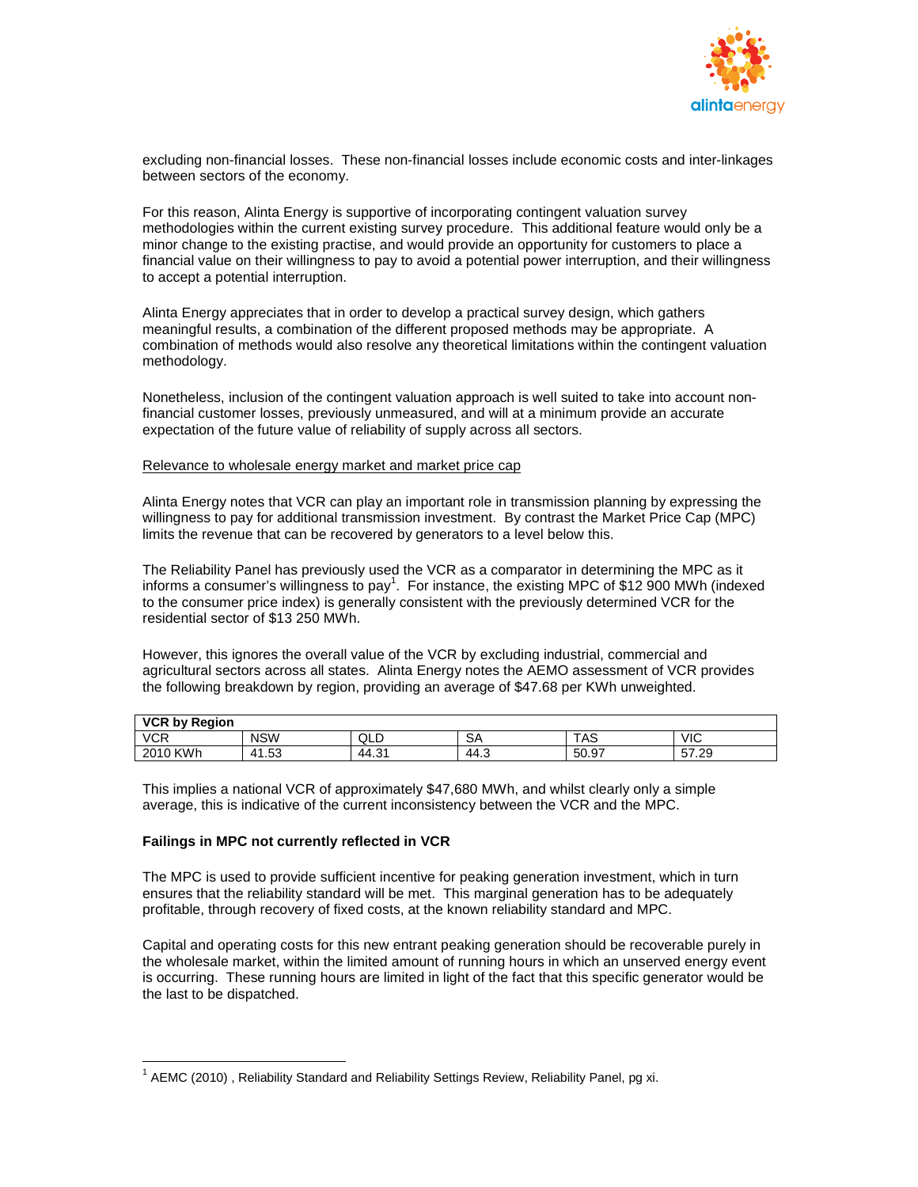excluding non-financial losses. These non-financial losses include economic costs and inter-linkages between sectors of the economy.

For this reason, Alinta Energy is supportive of incorporating contingent valuation survey methodologies within the current existing survey procedure. This additional feature would only be a minor change to the existing practise, and would provide an opportunity for customers to place a financial value on their willingness to pay to avoid a potential power interruption, and their willingness to accept a potential interruption.

Alinta Energy appreciates that in order to develop a practical survey design, which gathers meaningful results, a combination of the different proposed methods may be appropriate. A combination of methods would also resolve any theoretical limitations within the contingent valuation methodology.

Nonetheless, inclusion of the contingent valuation approach is well suited to take into account non-financial customer losses, previously unmeasured, and will at a minimum provide an accurate expectation of the future value of reliability of supply across all sectors.

Relevance to wholesale energy market and market price cap

Alinta Energy notes that VCR can play an important role in transmission planning by expressing the willingness to pay for additional transmission investment. By contrast the Market Price Cap (MPC) limits the revenue that can be recovered by generators to a level below this.

The Reliability Panel has previously used the VCR as a comparator in determining the MPC as it informs a consumer's willingness to pay[1]. For instance, the existing MPC of $12 900 MWh (indexed to the consumer price index) is generally consistent with the previously determined VCR for the residential sector of $13 250 MWh.

However, this ignores the overall value of the VCR by excluding industrial, commercial and agricultural sectors across all states. Alinta Energy notes the AEMO assessment of VCR provides the following breakdown by region, providing an average of $47.68 per KWh unweighted.

| **VCR by Region** | | | | | |
|---|---|---|---|---|---|
| VCR | NSW | QLD | SA | TAS | VIC |
| 2010 KWh | 41.53 | 44.31 | 44.3 | 50.97 | 57.29 |

This implies a national VCR of approximately $47,680 MWh, and whilst clearly only a simple average, this is indicative of the current inconsistency between the VCR and the MPC.

**Failings in MPC not currently reflected in VCR**

The MPC is used to provide sufficient incentive for peaking generation investment, which in turn ensures that the reliability standard will be met. This marginal generation has to be adequately profitable, through recovery of fixed costs, at the known reliability standard and MPC.

Capital and operating costs for this new entrant peaking generation should be recoverable purely in the wholesale market, within the limited amount of running hours in which an unserved energy event is occurring. These running hours are limited in light of the fact that this specific generator would be the last to be dispatched.

[1] AEMC (2010) , Reliability Standard and Reliability Settings Review, Reliability Panel, pg xi.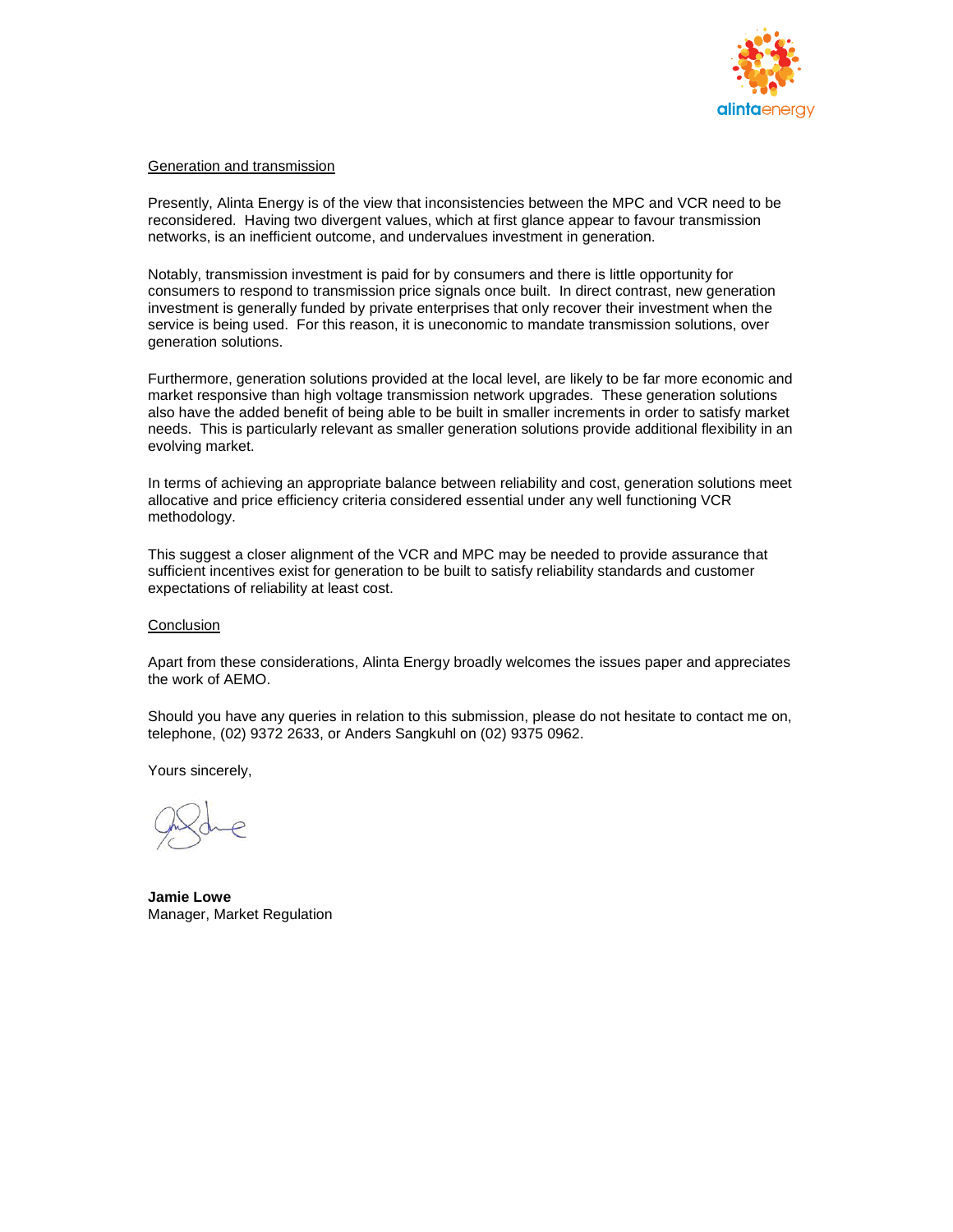Generation and transmission

Presently, Alinta Energy is of the view that inconsistencies between the MPC and VCR need to be reconsidered. Having two divergent values, which at first glance appear to favour transmission networks, is an inefficient outcome, and undervalues investment in generation.

Notably, transmission investment is paid for by consumers and there is little opportunity for consumers to respond to transmission price signals once built. In direct contrast, new generation investment is generally funded by private enterprises that only recover their investment when the service is being used. For this reason, it is uneconomic to mandate transmission solutions, over generation solutions.

Furthermore, generation solutions provided at the local level, are likely to be far more economic and market responsive than high voltage transmission network upgrades. These generation solutions also have the added benefit of being able to be built in smaller increments in order to satisfy market needs. This is particularly relevant as smaller generation solutions provide additional flexibility in an evolving market.

In terms of achieving an appropriate balance between reliability and cost, generation solutions meet allocative and price efficiency criteria considered essential under any well functioning VCR methodology.

This suggest a closer alignment of the VCR and MPC may be needed to provide assurance that sufficient incentives exist for generation to be built to satisfy reliability standards and customer expectations of reliability at least cost.

Conclusion

Apart from these considerations, Alinta Energy broadly welcomes the issues paper and appreciates the work of AEMO.

Should you have any queries in relation to this submission, please do not hesitate to contact me on, telephone, (02) 9372 2633, or Anders Sangkuhl on (02) 9375 0962.

Yours sincerely,

**Jamie Lowe**
Manager, Market Regulation